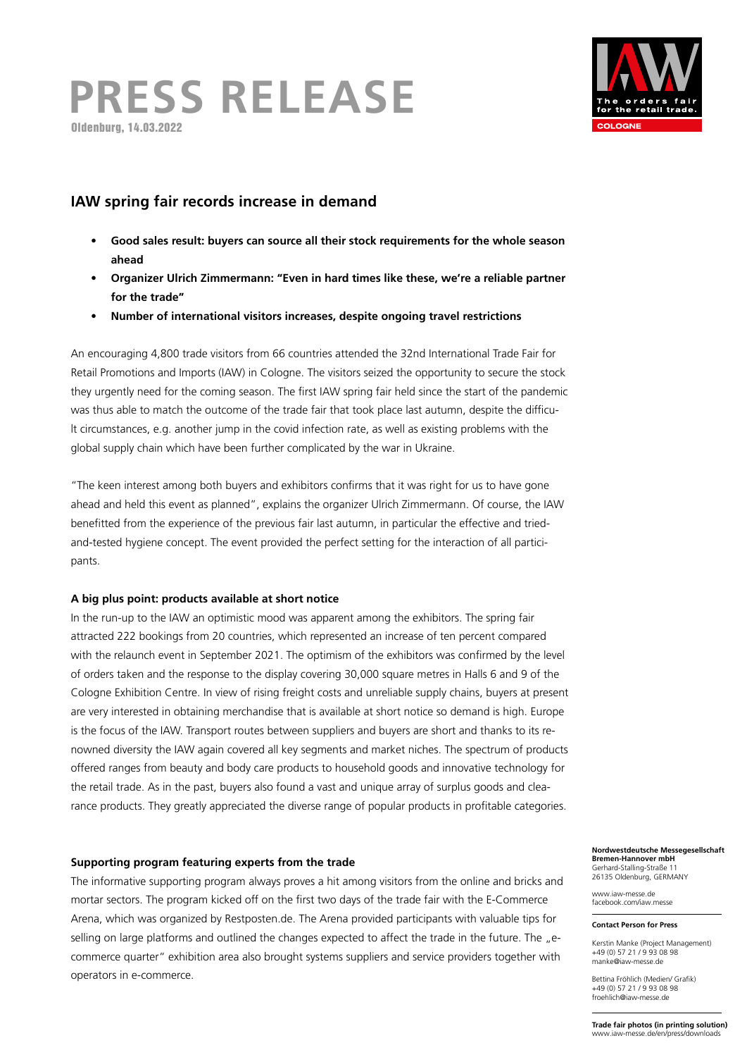# PRESS RELEASE

Oldenburg, 14.03.2022

The orders fair for the retail trade.
COLOGNE

## IAW spring fair records increase in demand

- **Good sales result: buyers can source all their stock requirements for the whole season ahead**
- **Organizer Ulrich Zimmermann: "Even in hard times like these, we're a reliable partner for the trade"**
- **Number of international visitors increases, despite ongoing travel restrictions**

An encouraging 4,800 trade visitors from 66 countries attended the 32nd International Trade Fair for Retail Promotions and Imports (IAW) in Cologne. The visitors seized the opportunity to secure the stock they urgently need for the coming season. The first IAW spring fair held since the start of the pandemic was thus able to match the outcome of the trade fair that took place last autumn, despite the difficult circumstances, e.g. another jump in the covid infection rate, as well as existing problems with the global supply chain which have been further complicated by the war in Ukraine.

"The keen interest among both buyers and exhibitors confirms that it was right for us to have gone ahead and held this event as planned", explains the organizer Ulrich Zimmermann. Of course, the IAW benefitted from the experience of the previous fair last autumn, in particular the effective and tried-and-tested hygiene concept. The event provided the perfect setting for the interaction of all participants.

### A big plus point: products available at short notice

In the run-up to the IAW an optimistic mood was apparent among the exhibitors. The spring fair attracted 222 bookings from 20 countries, which represented an increase of ten percent compared with the relaunch event in September 2021. The optimism of the exhibitors was confirmed by the level of orders taken and the response to the display covering 30,000 square metres in Halls 6 and 9 of the Cologne Exhibition Centre. In view of rising freight costs and unreliable supply chains, buyers at present are very interested in obtaining merchandise that is available at short notice so demand is high. Europe is the focus of the IAW. Transport routes between suppliers and buyers are short and thanks to its renowned diversity the IAW again covered all key segments and market niches. The spectrum of products offered ranges from beauty and body care products to household goods and innovative technology for the retail trade. As in the past, buyers also found a vast and unique array of surplus goods and clearance products. They greatly appreciated the diverse range of popular products in profitable categories.

### Supporting program featuring experts from the trade

The informative supporting program always proves a hit among visitors from the online and bricks and mortar sectors. The program kicked off on the first two days of the trade fair with the E-Commerce Arena, which was organized by Restposten.de. The Arena provided participants with valuable tips for selling on large platforms and outlined the changes expected to affect the trade in the future. The „e-commerce quarter" exhibition area also brought systems suppliers and service providers together with operators in e-commerce.

**Nordwestdeutsche Messegesellschaft Bremen-Hannover mbH**
Gerhard-Stalling-Straße 11
26135 Oldenburg, GERMANY

www.iaw-messe.de
facebook.com/iaw.messe

**Contact Person for Press**

Kerstin Manke (Project Management)
+49 (0) 57 21 / 9 93 08 98
manke@iaw-messe.de

Bettina Fröhlich (Medien/ Grafik)
+49 (0) 57 21 / 9 93 08 98
froehlich@iaw-messe.de

**Trade fair photos (in printing solution)**
www.iaw-messe.de/en/press/downloads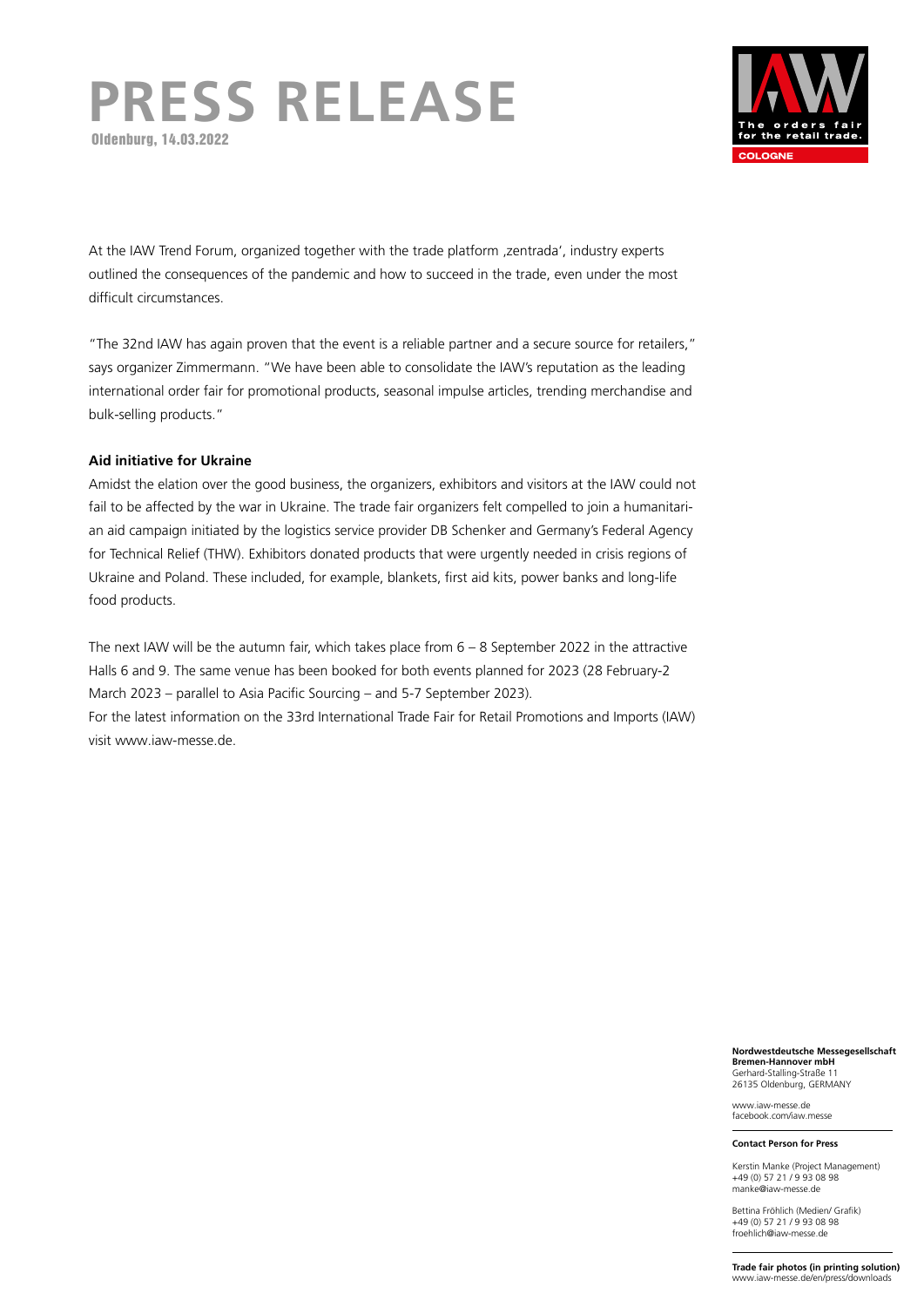# PRESS RELEASE

Oldenburg, 14.03.2022

At the IAW Trend Forum, organized together with the trade platform ‚zentrada', industry experts outlined the consequences of the pandemic and how to succeed in the trade, even under the most difficult circumstances.

"The 32nd IAW has again proven that the event is a reliable partner and a secure source for retailers," says organizer Zimmermann. "We have been able to consolidate the IAW's reputation as the leading international order fair for promotional products, seasonal impulse articles, trending merchandise and bulk-selling products."

**Aid initiative for Ukraine**

Amidst the elation over the good business, the organizers, exhibitors and visitors at the IAW could not fail to be affected by the war in Ukraine. The trade fair organizers felt compelled to join a humanitarian aid campaign initiated by the logistics service provider DB Schenker and Germany's Federal Agency for Technical Relief (THW). Exhibitors donated products that were urgently needed in crisis regions of Ukraine and Poland. These included, for example, blankets, first aid kits, power banks and long-life food products.

The next IAW will be the autumn fair, which takes place from 6 – 8 September 2022 in the attractive Halls 6 and 9. The same venue has been booked for both events planned for 2023 (28 February-2 March 2023 – parallel to Asia Pacific Sourcing – and 5-7 September 2023).
For the latest information on the 33rd International Trade Fair for Retail Promotions and Imports (IAW) visit www.iaw-messe.de.

**Nordwestdeutsche Messegesellschaft Bremen-Hannover mbH**
Gerhard-Stalling-Straße 11
26135 Oldenburg, GERMANY

www.iaw-messe.de
facebook.com/iaw.messe

**Contact Person for Press**

Kerstin Manke (Project Management)
+49 (0) 57 21 / 9 93 08 98
manke@iaw-messe.de

Bettina Fröhlich (Medien/ Grafik)
+49 (0) 57 21 / 9 93 08 98
froehlich@iaw-messe.de

**Trade fair photos (in printing solution)**
www.iaw-messe.de/en/press/downloads